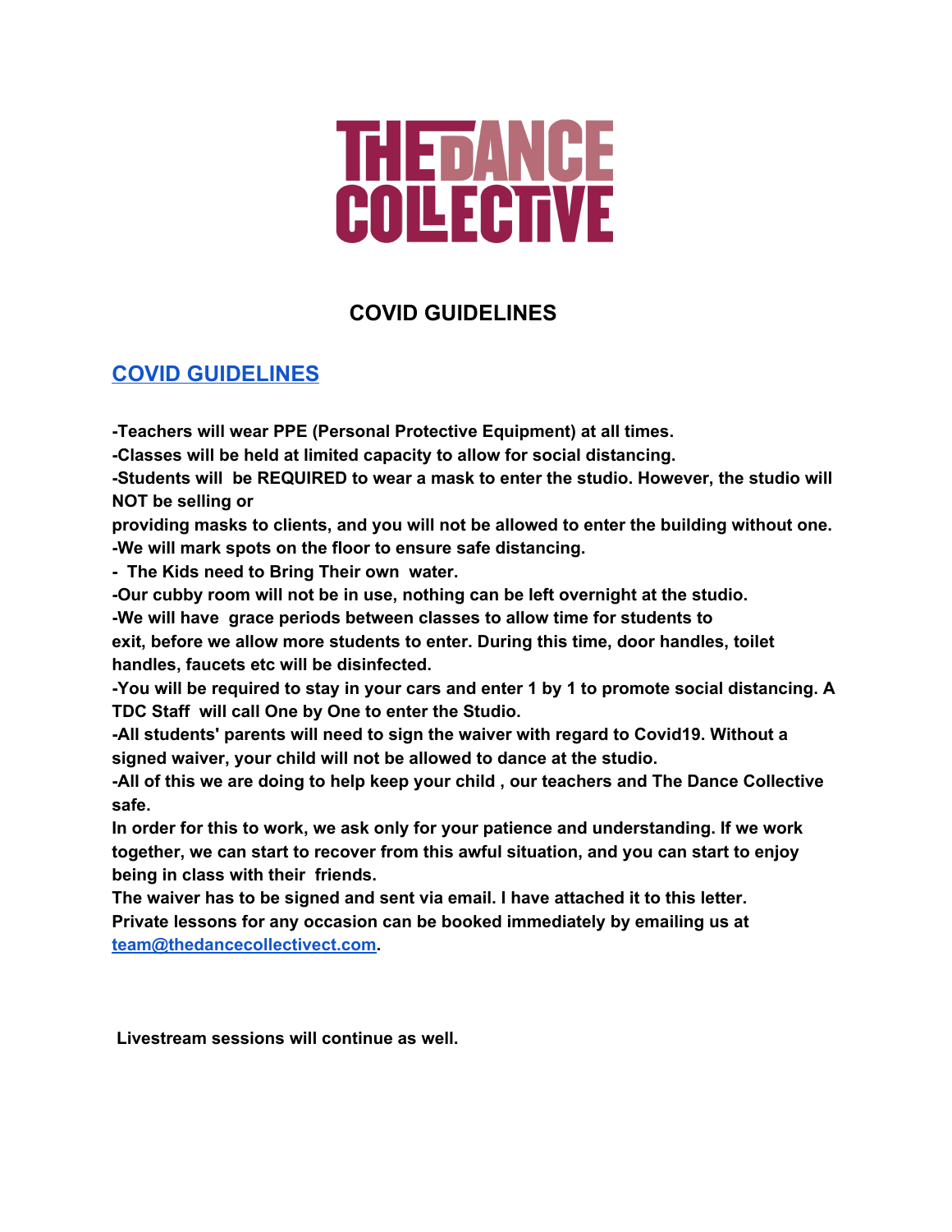# THE DANCE COLLECTIVE

## COVID GUIDELINES

## COVID GUIDELINES

**-Teachers will wear PPE (Personal Protective Equipment) at all times.**
**-Classes will be held at limited capacity to allow for social distancing.**
**-Students will be REQUIRED to wear a mask to enter the studio. However, the studio will NOT be selling or providing masks to clients, and you will not be allowed to enter the building without one.**
**-We will mark spots on the floor to ensure safe distancing.**
**- The Kids need to Bring Their own water.**
**-Our cubby room will not be in use, nothing can be left overnight at the studio.**
**-We will have grace periods between classes to allow time for students to exit, before we allow more students to enter. During this time, door handles, toilet handles, faucets etc will be disinfected.**
**-You will be required to stay in your cars and enter 1 by 1 to promote social distancing. A TDC Staff will call One by One to enter the Studio.**
**-All students' parents will need to sign the waiver with regard to Covid19. Without a signed waiver, your child will not be allowed to dance at the studio.**
**-All of this we are doing to help keep your child , our teachers and The Dance Collective safe.**
**In order for this to work, we ask only for your patience and understanding. If we work together, we can start to recover from this awful situation, and you can start to enjoy being in class with their friends.**
**The waiver has to be signed and sent via email. I have attached it to this letter.**
**Private lessons for any occasion can be booked immediately by emailing us at team@thedancecollectivect.com.**

**Livestream sessions will continue as well.**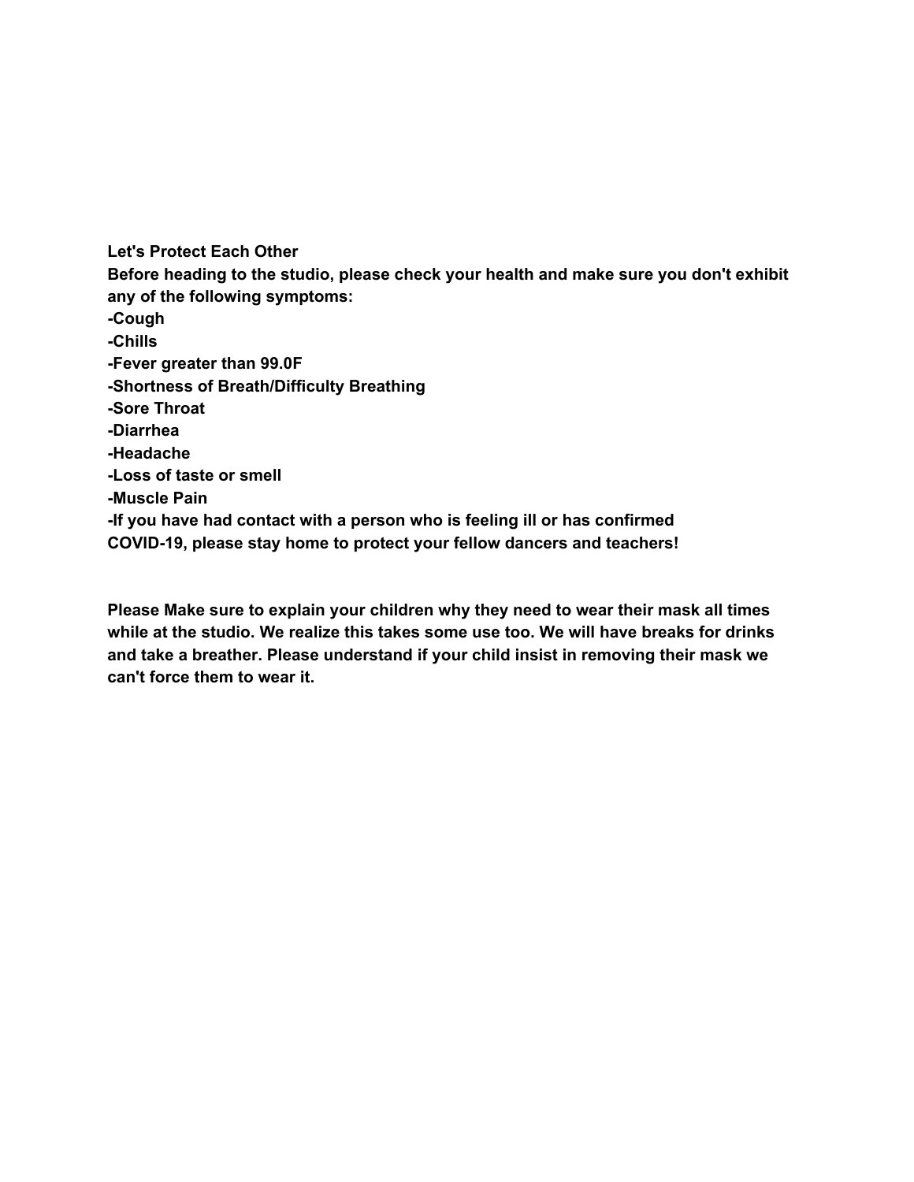**Let's Protect Each Other**

**Before heading to the studio, please check your health and make sure you don't exhibit any of the following symptoms:**

**-Cough**

**-Chills**

**-Fever greater than 99.0F**

**-Shortness of Breath/Difficulty Breathing**

**-Sore Throat**

**-Diarrhea**

**-Headache**

**-Loss of taste or smell**

**-Muscle Pain**

**-If you have had contact with a person who is feeling ill or has confirmed COVID-19, please stay home to protect your fellow dancers and teachers!**

**Please Make sure to explain your children why they need to wear their mask all times while at the studio. We realize this takes some use too. We will have breaks for drinks and take a breather. Please understand if your child insist in removing their mask we can't force them to wear it.**